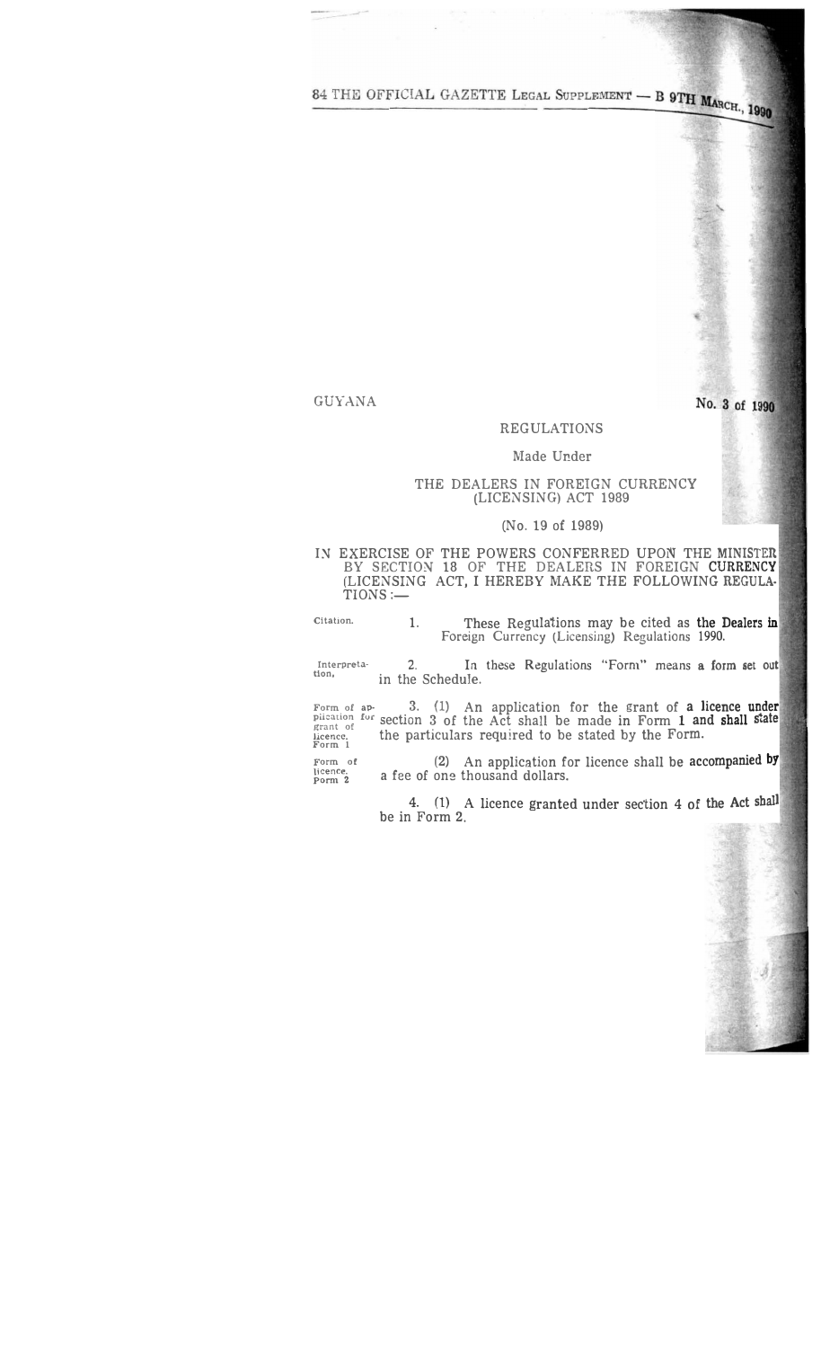GUYANA

No. 3 of 1990

REGULATIONS

Made Under

THE DEALERS IN FOREIGN CURRENCY (LICENSING) ACT 1989

(No. 19 of 1989)

IN EXERCISE OF THE POWERS CONFERRED UPON THE MINISTER BY SECTION 18 OF THE DEALERS IN FOREIGN CURRENCY (LICENSING ACT, I HEREBY MAKE THE FOLLOWING REGULATIONS :—

Citation.

1. These Regulations may be cited as the Dealers in Foreign Currency (Licensing) Regulations 1990.

Interpretation.

2. In these Regulations "Form" means a form set out in the Schedule.

Form of application for grant of licence. Form 1

3. (1) An application for the grant of a licence under section 3 of the Act shall be made in Form 1 and shall state the particulars required to be stated by the Form.

Form of licence. Form 2

(2) An application for licence shall be accompanied by a fee of one thousand dollars.

4. (1) A licence granted under section 4 of the Act shall be in Form 2.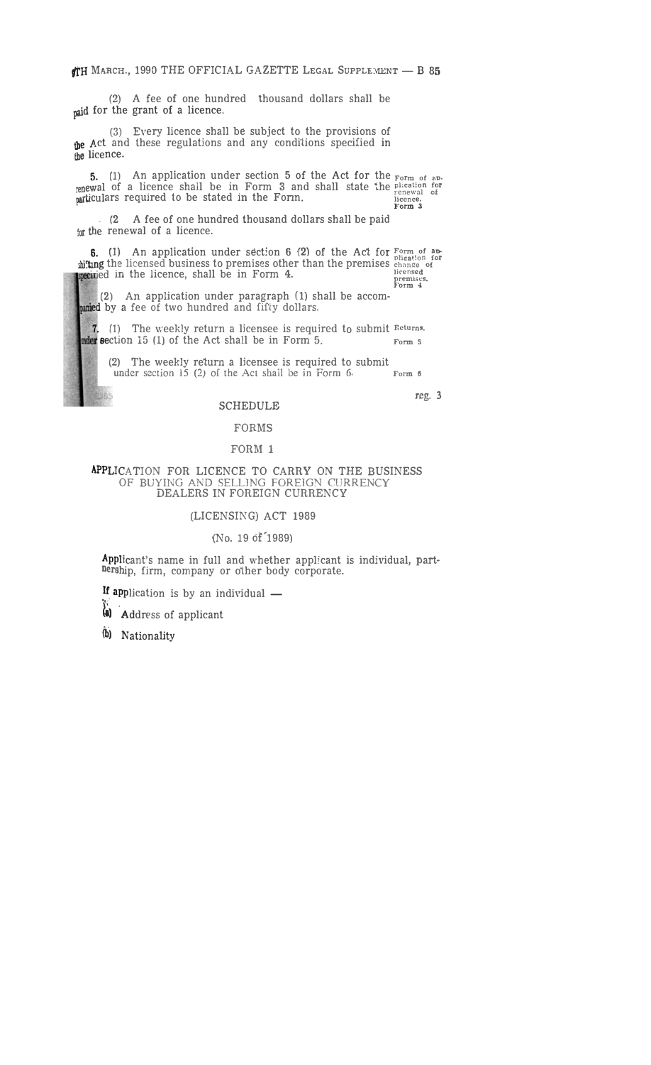(2) A fee of one hundred thousand dollars shall be paid for the grant of a licence.

(3) Every licence shall be subject to the provisions of the Act and these regulations and any conditions specified in the licence.

**5.** (1) An application under section 5 of the Act for the renewal of a licence shall be in Form 3 and shall state the particulars required to be stated in the Form.

*Form of application for renewal of licence. Form 3*

(2) A fee of one hundred thousand dollars shall be paid for the renewal of a licence.

**6.** (1) An application under section 6 (2) of the Act for shifting the licensed business to premises other than the premises specified in the licence, shall be in Form 4.

*Form of application for change of licensed premises. Form 4*

(2) An application under paragraph (1) shall be accompanied by a fee of two hundred and fifty dollars.

**7.** (1) The weekly return a licensee is required to submit under section 15 (1) of the Act shall be in Form 5.

*Returns. Form 5*

(2) The weekly return a licensee is required to submit under section 15 (2) of the Act shall be in Form 6.

*Form 6*

reg. 3

## SCHEDULE

### FORMS

### FORM 1

**APPLICATION FOR LICENCE TO CARRY ON THE BUSINESS OF BUYING AND SELLING FOREIGN CURRENCY DEALERS IN FOREIGN CURRENCY**

**(LICENSING) ACT 1989**

(No. 19 of 1989)

Applicant's name in full and whether applicant is individual, partnership, firm, company or other body corporate.

If application is by an individual —

(a) Address of applicant

(b) Nationality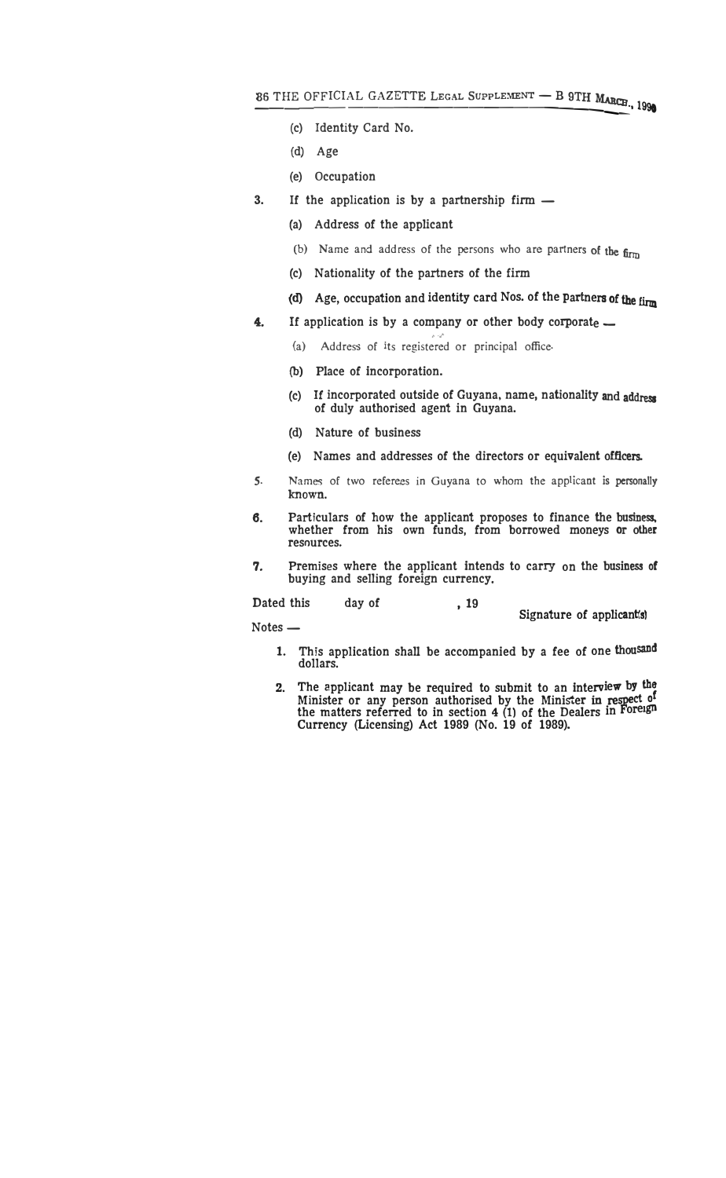(c) Identity Card No.

(d) Age

(e) Occupation

3. If the application is by a partnership firm —

   (a) Address of the applicant

   (b) Name and address of the persons who are partners of the firm

   (c) Nationality of the partners of the firm

   (d) Age, occupation and identity card Nos. of the partners of the firm

4. If application is by a company or other body corporate —

   (a) Address of its registered or principal office.

   (b) Place of incorporation.

   (c) If incorporated outside of Guyana, name, nationality and address of duly authorised agent in Guyana.

   (d) Nature of business

   (e) Names and addresses of the directors or equivalent officers.

5. Names of two referees in Guyana to whom the applicant is personally known.

6. Particulars of how the applicant proposes to finance the business, whether from his own funds, from borrowed moneys or other resources.

7. Premises where the applicant intends to carry on the business of buying and selling foreign currency.

Dated this day of , 19

Signature of applicant(s)

Notes —

1. This application shall be accompanied by a fee of one thousand dollars.

2. The applicant may be required to submit to an interview by the Minister or any person authorised by the Minister in respect of the matters referred to in section 4 (1) of the Dealers in Foreign Currency (Licensing) Act 1989 (No. 19 of 1989).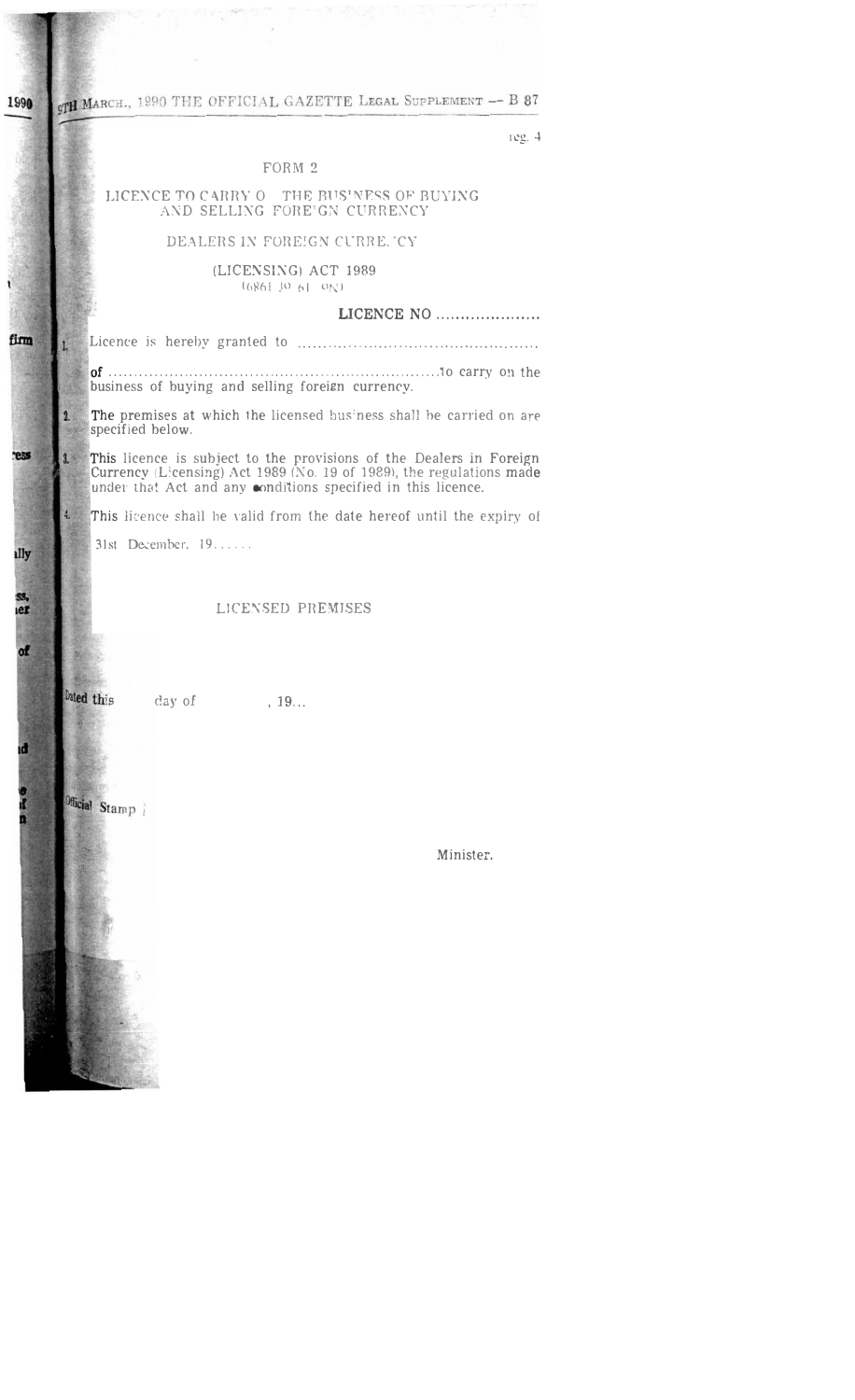reg. 4

FORM 2

LICENCE TO CARRY ON THE BUSINESS OF BUYING AND SELLING FOREIGN CURRENCY

DEALERS IN FOREIGN CURRENCY

(LICENSING) ACT 1989

(No. 19 of 1989)

**LICENCE NO ....................**

1. Licence is hereby granted to ..............................................

of ..................................................................to carry on the business of buying and selling foreign currency.

2. The premises at which the licensed business shall be carried on are specified below.

3. This licence is subject to the provisions of the Dealers in Foreign Currency (Licensing) Act 1989 (No. 19 of 1989), the regulations made under that Act and any conditions specified in this licence.

4. This licence shall be valid from the date hereof until the expiry of 31st December, 19......

LICENSED PREMISES

Dated this day of , 19...

Official Stamp

Minister.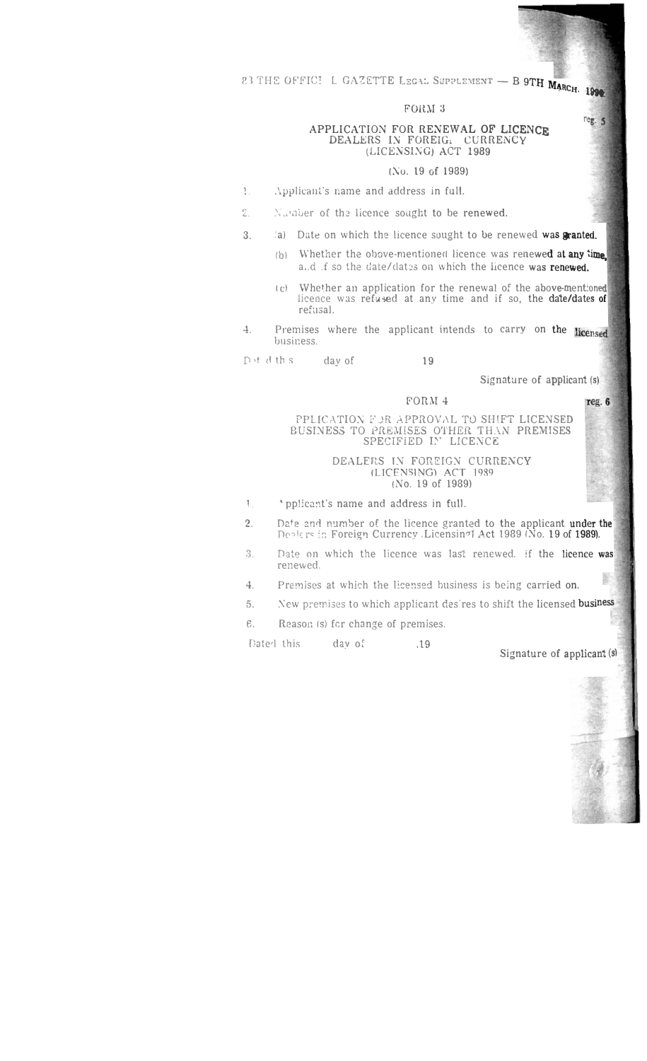## FORM 3

reg. 5

### APPLICATION FOR RENEWAL OF LICENCE DEALERS IN FOREIGN CURRENCY (LICENSING) ACT 1989

(No. 19 of 1989)

1. Applicant's name and address in full.
2. Number of the licence sought to be renewed.
3. (a) Date on which the licence sought to be renewed was granted.

   (b) Whether the above-mentioned licence was renewed at any time, and if so the date/dates on which the licence was renewed.

   (c) Whether an application for the renewal of the above-mentioned licence was refused at any time and if so, the date/dates of refusal.
4. Premises where the applicant intends to carry on the licensed business.

Dated this day of 19

Signature of applicant (s)

## FORM 4

reg. 6

### APPLICATION FOR APPROVAL TO SHIFT LICENSED BUSINESS TO PREMISES OTHER THAN PREMISES SPECIFIED IN LICENCE

### DEALERS IN FOREIGN CURRENCY (LICENSING) ACT 1989 (No. 19 of 1989)

1. Applicant's name and address in full.
2. Date and number of the licence granted to the applicant under the Dealers in Foreign Currency (Licensing) Act 1989 (No. 19 of 1989).
3. Date on which the licence was last renewed, if the licence was renewed.
4. Premises at which the licensed business is being carried on.
5. New premises to which applicant desires to shift the licensed business
6. Reason (s) for change of premises.

Dated this day of ,19

Signature of applicant (s)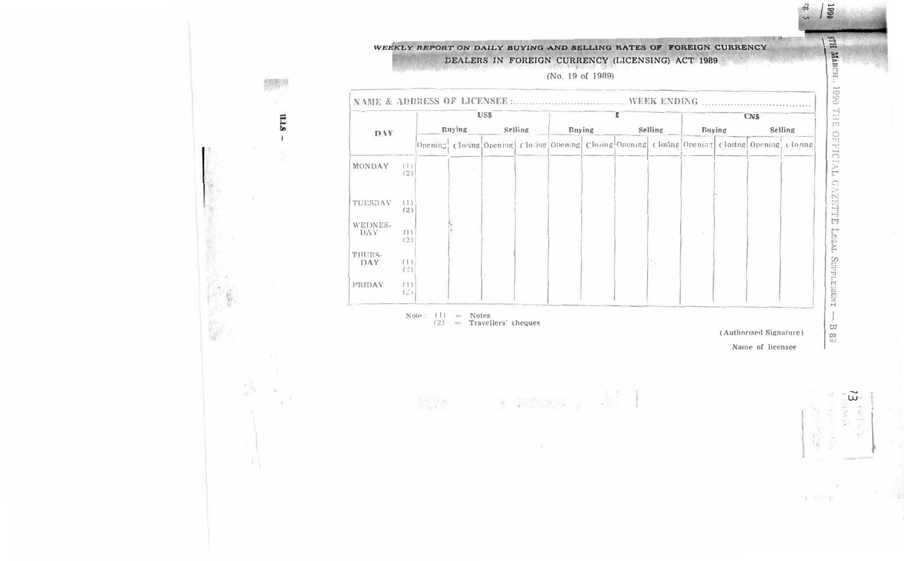*WEEKLY REPORT ON DAILY BUYING AND SELLING RATES OF FOREIGN CURRENCY*

DEALERS IN FOREIGN CURRENCY (LICENSING) ACT 1989

(No. 19 of 1989)

NAME & ADDRESS OF LICENSEE :.................................. WEEK ENDING ..................................

| DAY | | US$ | | | | £ | | | | CN$ | | | |
|---|---|---|---|---|---|---|---|---|---|---|---|---|---|
| | | Buying | | Selling | | Buying | | Selling | | Buying | | Selling | |
| | | Opening | Closing | Opening | Closing | Opening | Closing | Opening | Closing | Opening | Closing | Opening | Closing |
| MONDAY | (1) (2) | | | | | | | | | | | | |
| TUESDAY | (1) (2) | | | | | | | | | | | | |
| WEDNES-DAY | (1) (2) | | | | | | | | | | | | |
| THURS-DAY | (1) (2) | | | | | | | | | | | | |
| FRIDAY | (1) (2) | | | | | | | | | | | | |

Note : (1) = Notes
(2) = Travellers' cheques

(Authorised Signature)

Name of licensee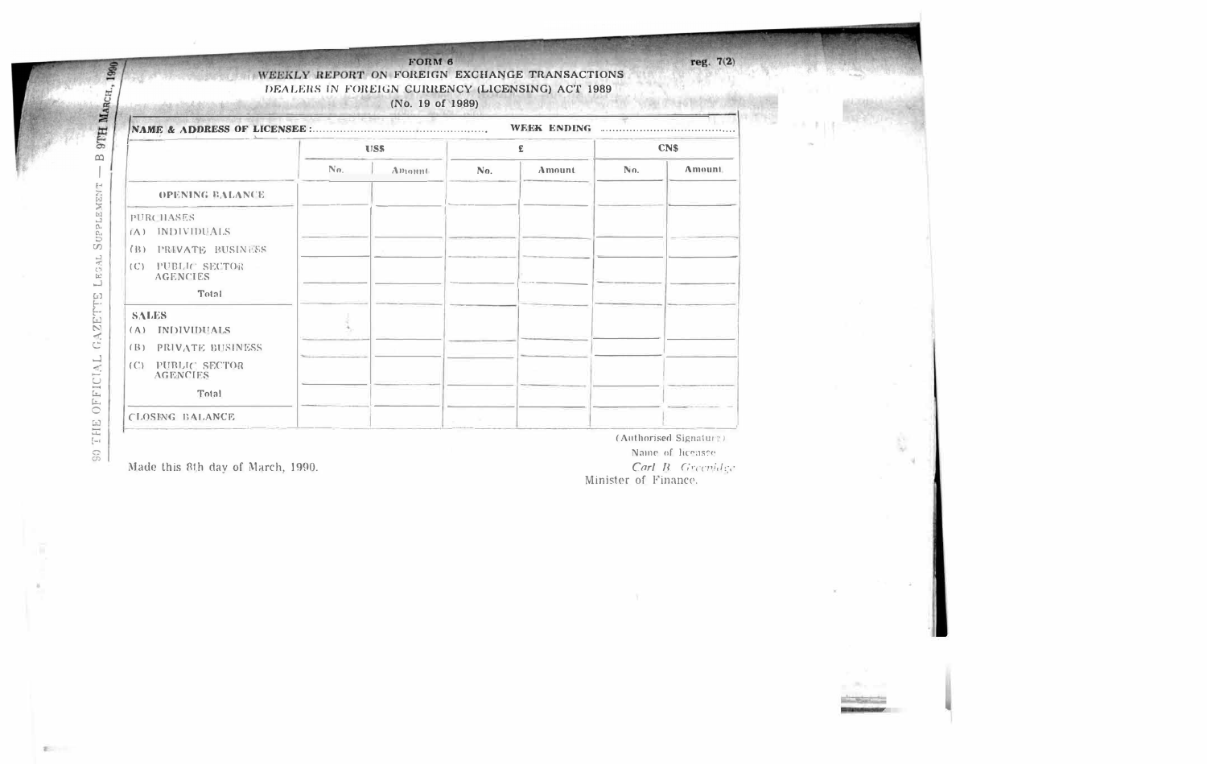FORM 6

reg. 7(2)

# WEEKLY REPORT ON FOREIGN EXCHANGE TRANSACTIONS

DEALERS IN FOREIGN CURRENCY (LICENSING) ACT 1989

(No. 19 of 1989)

**NAME & ADDRESS OF LICENSEE :**.................................................. **WEEK ENDING** ......................................

| | US$ | | £ | | CN$ | |
|---|---|---|---|---|---|---|
| | No. | Amount | No. | Amount | No. | Amount |
| OPENING BALANCE | | | | | | |
| PURCHASES | | | | | | |
| (A) INDIVIDUALS | | | | | | |
| (B) PRIVATE BUSINESS | | | | | | |
| (C) PUBLIC SECTOR AGENCIES | | | | | | |
| Total | | | | | | |
| SALES | | | | | | |
| (A) INDIVIDUALS | | | | | | |
| (B) PRIVATE BUSINESS | | | | | | |
| (C) PUBLIC SECTOR AGENCIES | | | | | | |
| Total | | | | | | |
| CLOSING BALANCE | | | | | | |

(Authorised Signature)

Name of licensee

Made this 8th day of March, 1990.

*Carl B. Greenidge*

Minister of Finance.